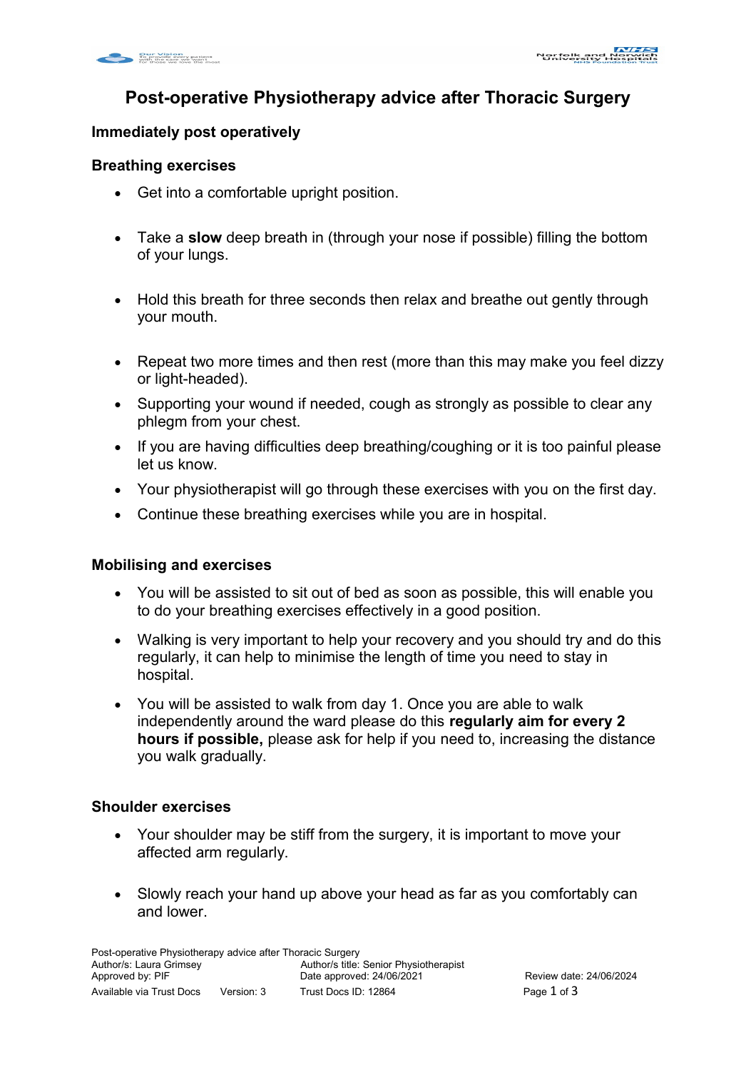# Post-operative Physiotherapy advice after Thoracic Surgery

## Immediately post operatively

### Breathing exercises

- Get into a comfortable upright position.
- Take a **slow** deep breath in (through your nose if possible) filling the bottom of your lungs.
- Hold this breath for three seconds then relax and breathe out gently through your mouth.
- Repeat two more times and then rest (more than this may make you feel dizzy or light-headed).
- Supporting your wound if needed, cough as strongly as possible to clear any phlegm from your chest.
- If you are having difficulties deep breathing/coughing or it is too painful please let us know.
- Your physiotherapist will go through these exercises with you on the first day.
- Continue these breathing exercises while you are in hospital.

### Mobilising and exercises

- You will be assisted to sit out of bed as soon as possible, this will enable you to do your breathing exercises effectively in a good position.
- Walking is very important to help your recovery and you should try and do this regularly, it can help to minimise the length of time you need to stay in hospital.
- You will be assisted to walk from day 1. Once you are able to walk independently around the ward please do this **regularly aim for every 2 hours if possible,** please ask for help if you need to, increasing the distance you walk gradually.

### Shoulder exercises

- Your shoulder may be stiff from the surgery, it is important to move your affected arm regularly.
- Slowly reach your hand up above your head as far as you comfortably can and lower.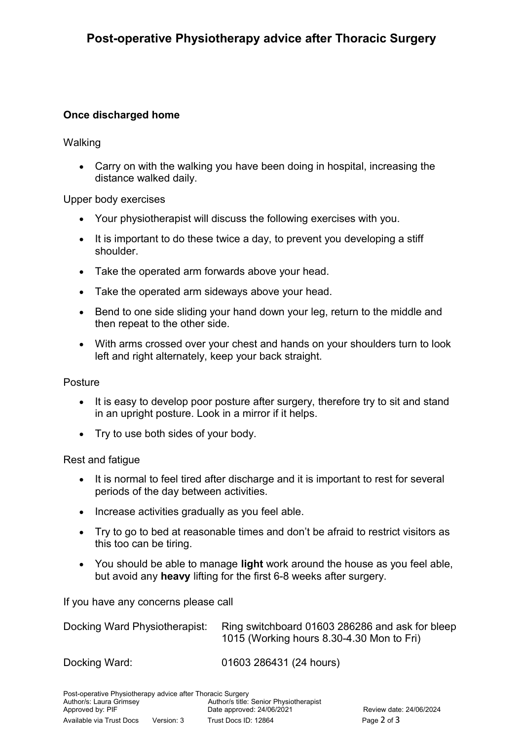## Once discharged home

Walking

- Carry on with the walking you have been doing in hospital, increasing the distance walked daily.

Upper body exercises

- Your physiotherapist will discuss the following exercises with you.
- It is important to do these twice a day, to prevent you developing a stiff shoulder.
- Take the operated arm forwards above your head.
- Take the operated arm sideways above your head.
- Bend to one side sliding your hand down your leg, return to the middle and then repeat to the other side.
- With arms crossed over your chest and hands on your shoulders turn to look left and right alternately, keep your back straight.

Posture

- It is easy to develop poor posture after surgery, therefore try to sit and stand in an upright posture. Look in a mirror if it helps.
- Try to use both sides of your body.

Rest and fatigue

- It is normal to feel tired after discharge and it is important to rest for several periods of the day between activities.
- Increase activities gradually as you feel able.
- Try to go to bed at reasonable times and don't be afraid to restrict visitors as this too can be tiring.
- You should be able to manage **light** work around the house as you feel able, but avoid any **heavy** lifting for the first 6-8 weeks after surgery.

If you have any concerns please call

Docking Ward Physiotherapist: Ring switchboard 01603 286286 and ask for bleep 1015 (Working hours 8.30-4.30 Mon to Fri)

Docking Ward: 01603 286431 (24 hours)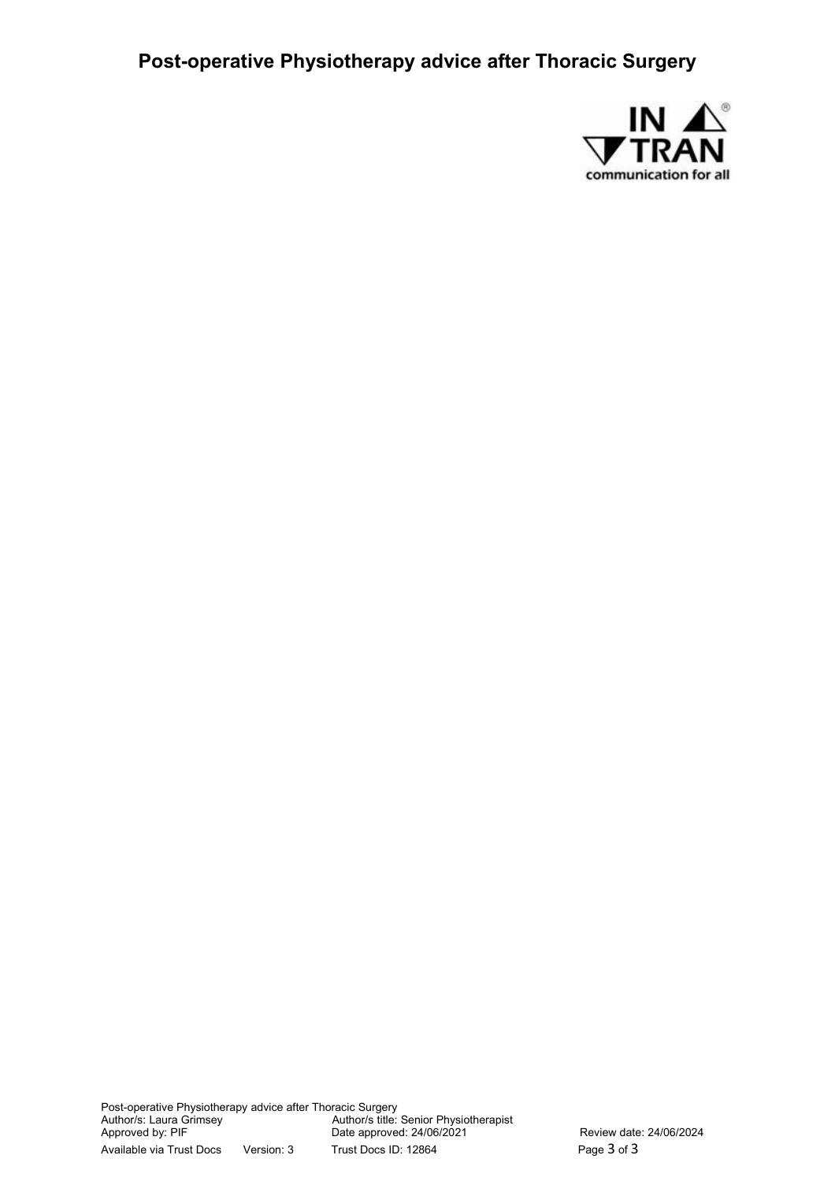IN TRAN

communication for all